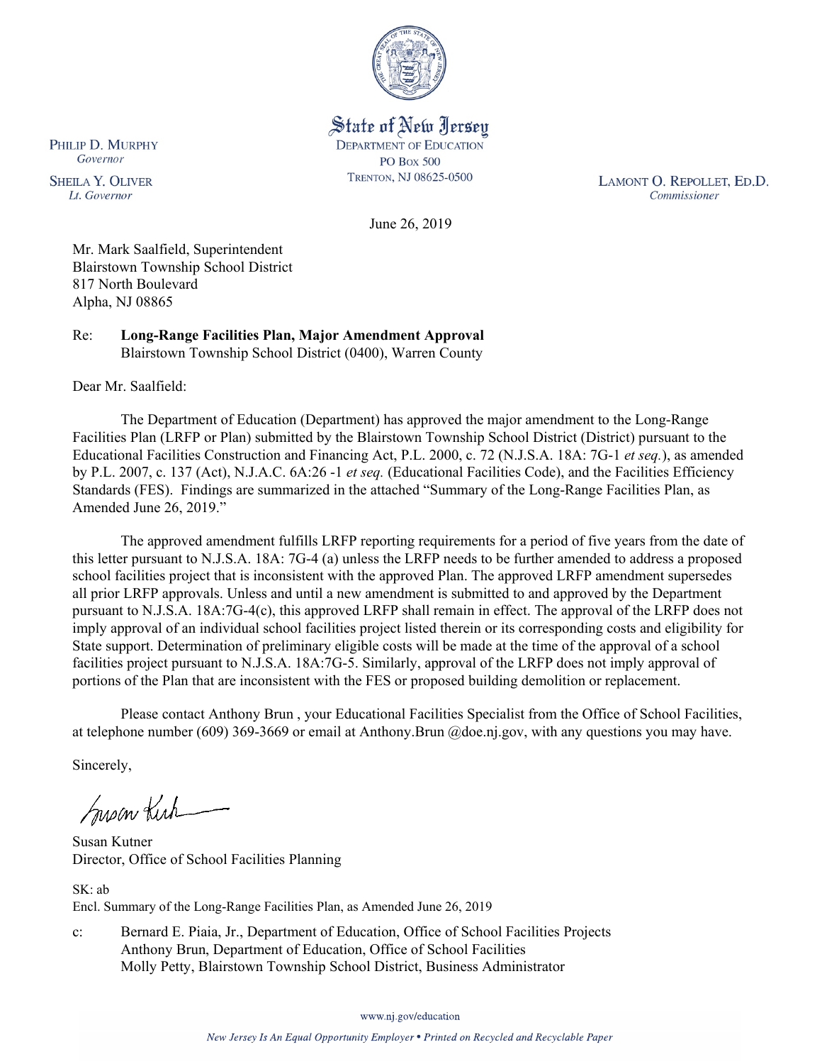State of New Jersey
DEPARTMENT OF EDUCATION
PO Box 500
TRENTON, NJ 08625-0500

PHILIP D. MURPHY
*Governor*

SHEILA Y. OLIVER
*Lt. Governor*

LAMONT O. REPOLLET, ED.D.
*Commissioner*

June 26, 2019

Mr. Mark Saalfield, Superintendent
Blairstown Township School District
817 North Boulevard
Alpha, NJ 08865

Re: **Long-Range Facilities Plan, Major Amendment Approval**
Blairstown Township School District (0400), Warren County

Dear Mr. Saalfield:

The Department of Education (Department) has approved the major amendment to the Long-Range Facilities Plan (LRFP or Plan) submitted by the Blairstown Township School District (District) pursuant to the Educational Facilities Construction and Financing Act, P.L. 2000, c. 72 (N.J.S.A. 18A: 7G-1 *et seq.*), as amended by P.L. 2007, c. 137 (Act), N.J.A.C. 6A:26 -1 *et seq.* (Educational Facilities Code), and the Facilities Efficiency Standards (FES). Findings are summarized in the attached "Summary of the Long-Range Facilities Plan, as Amended June 26, 2019."

The approved amendment fulfills LRFP reporting requirements for a period of five years from the date of this letter pursuant to N.J.S.A. 18A: 7G-4 (a) unless the LRFP needs to be further amended to address a proposed school facilities project that is inconsistent with the approved Plan. The approved LRFP amendment supersedes all prior LRFP approvals. Unless and until a new amendment is submitted to and approved by the Department pursuant to N.J.S.A. 18A:7G-4(c), this approved LRFP shall remain in effect. The approval of the LRFP does not imply approval of an individual school facilities project listed therein or its corresponding costs and eligibility for State support. Determination of preliminary eligible costs will be made at the time of the approval of a school facilities project pursuant to N.J.S.A. 18A:7G-5. Similarly, approval of the LRFP does not imply approval of portions of the Plan that are inconsistent with the FES or proposed building demolition or replacement.

Please contact Anthony Brun , your Educational Facilities Specialist from the Office of School Facilities, at telephone number (609) 369-3669 or email at Anthony.Brun @doe.nj.gov, with any questions you may have.

Sincerely,

Susan Kutner
Director, Office of School Facilities Planning

SK: ab
Encl. Summary of the Long-Range Facilities Plan, as Amended June 26, 2019

c: Bernard E. Piaia, Jr., Department of Education, Office of School Facilities Projects
Anthony Brun, Department of Education, Office of School Facilities
Molly Petty, Blairstown Township School District, Business Administrator

www.nj.gov/education

*New Jersey Is An Equal Opportunity Employer • Printed on Recycled and Recyclable Paper*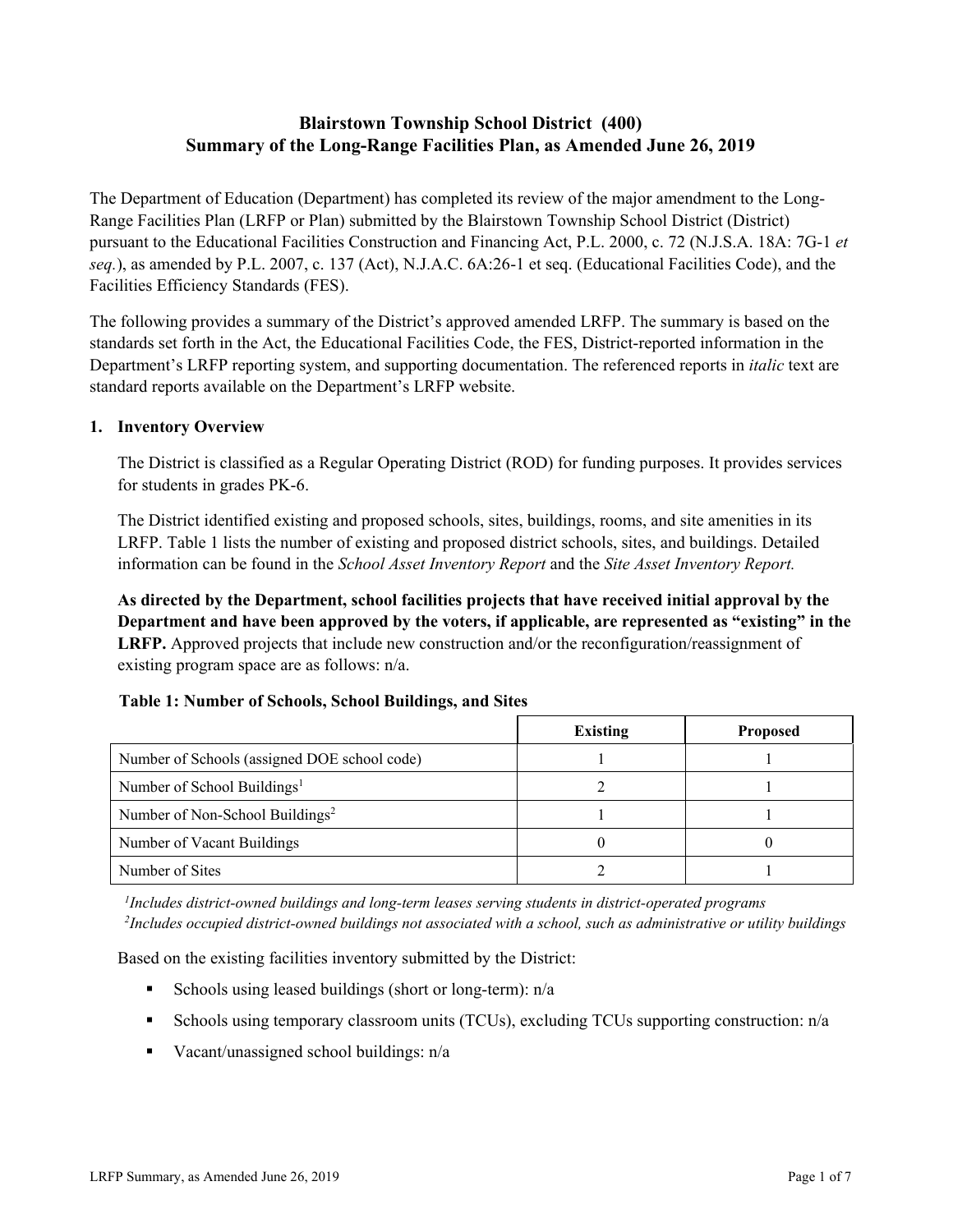# Blairstown Township School District (400)
## Summary of the Long-Range Facilities Plan, as Amended June 26, 2019

The Department of Education (Department) has completed its review of the major amendment to the Long-Range Facilities Plan (LRFP or Plan) submitted by the Blairstown Township School District (District) pursuant to the Educational Facilities Construction and Financing Act, P.L. 2000, c. 72 (N.J.S.A. 18A: 7G-1 *et seq.*), as amended by P.L. 2007, c. 137 (Act), N.J.A.C. 6A:26-1 et seq. (Educational Facilities Code), and the Facilities Efficiency Standards (FES).

The following provides a summary of the District's approved amended LRFP. The summary is based on the standards set forth in the Act, the Educational Facilities Code, the FES, District-reported information in the Department's LRFP reporting system, and supporting documentation. The referenced reports in *italic* text are standard reports available on the Department's LRFP website.

### 1. Inventory Overview

The District is classified as a Regular Operating District (ROD) for funding purposes. It provides services for students in grades PK-6.

The District identified existing and proposed schools, sites, buildings, rooms, and site amenities in its LRFP. Table 1 lists the number of existing and proposed district schools, sites, and buildings. Detailed information can be found in the *School Asset Inventory Report* and the *Site Asset Inventory Report.*

**As directed by the Department, school facilities projects that have received initial approval by the Department and have been approved by the voters, if applicable, are represented as "existing" in the LRFP.** Approved projects that include new construction and/or the reconfiguration/reassignment of existing program space are as follows: n/a.

**Table 1: Number of Schools, School Buildings, and Sites**

| | Existing | Proposed |
|---|---|---|
| Number of Schools (assigned DOE school code) | 1 | 1 |
| Number of School Buildings[1] | 2 | 1 |
| Number of Non-School Buildings[2] | 1 | 1 |
| Number of Vacant Buildings | 0 | 0 |
| Number of Sites | 2 | 1 |

*[1]Includes district-owned buildings and long-term leases serving students in district-operated programs*
*[2]Includes occupied district-owned buildings not associated with a school, such as administrative or utility buildings*

Based on the existing facilities inventory submitted by the District:

- Schools using leased buildings (short or long-term): n/a
- Schools using temporary classroom units (TCUs), excluding TCUs supporting construction: n/a
- Vacant/unassigned school buildings: n/a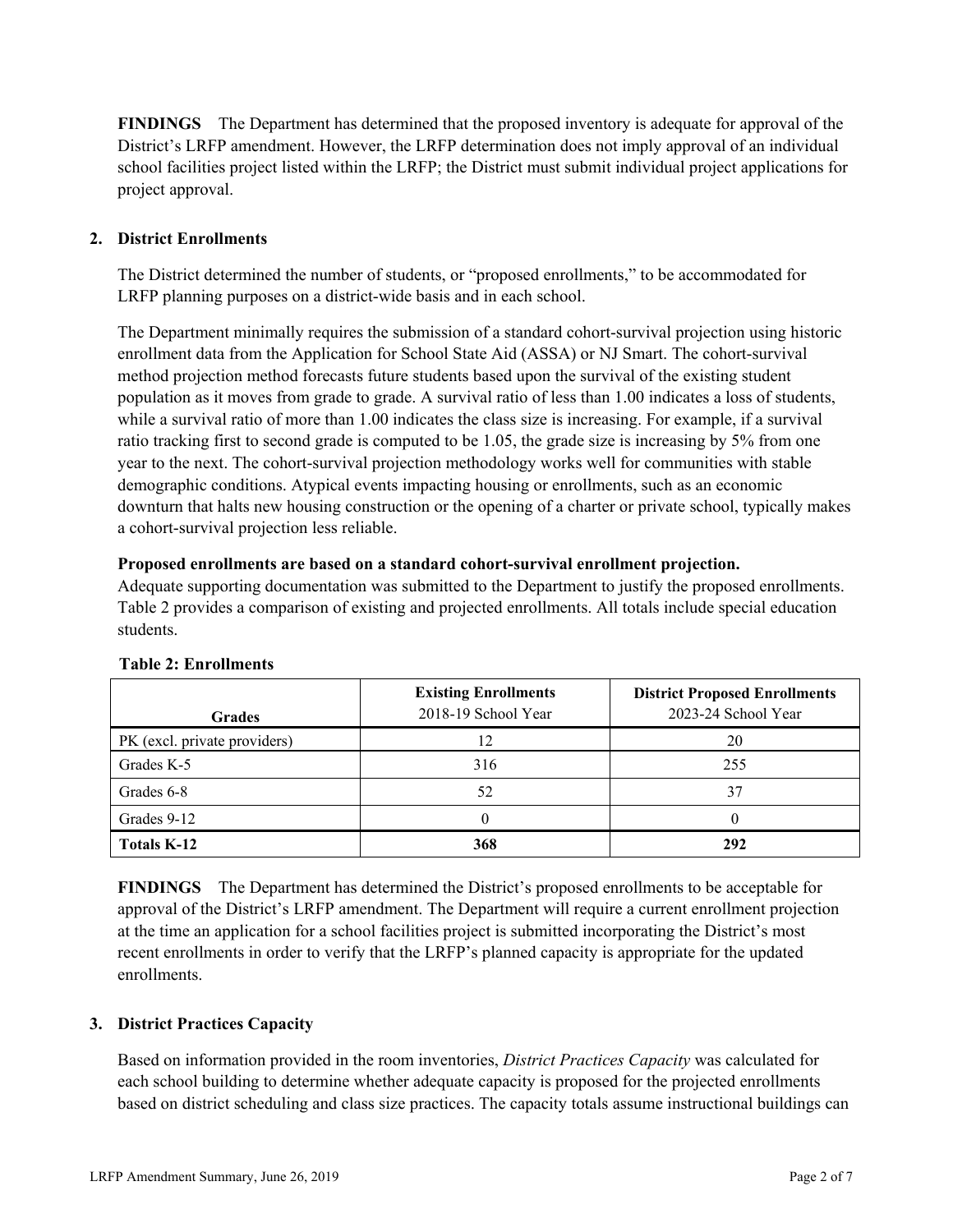**FINDINGS** The Department has determined that the proposed inventory is adequate for approval of the District's LRFP amendment. However, the LRFP determination does not imply approval of an individual school facilities project listed within the LRFP; the District must submit individual project applications for project approval.

## 2. District Enrollments

The District determined the number of students, or "proposed enrollments," to be accommodated for LRFP planning purposes on a district-wide basis and in each school.

The Department minimally requires the submission of a standard cohort-survival projection using historic enrollment data from the Application for School State Aid (ASSA) or NJ Smart. The cohort-survival method projection method forecasts future students based upon the survival of the existing student population as it moves from grade to grade. A survival ratio of less than 1.00 indicates a loss of students, while a survival ratio of more than 1.00 indicates the class size is increasing. For example, if a survival ratio tracking first to second grade is computed to be 1.05, the grade size is increasing by 5% from one year to the next. The cohort-survival projection methodology works well for communities with stable demographic conditions. Atypical events impacting housing or enrollments, such as an economic downturn that halts new housing construction or the opening of a charter or private school, typically makes a cohort-survival projection less reliable.

**Proposed enrollments are based on a standard cohort-survival enrollment projection.**
Adequate supporting documentation was submitted to the Department to justify the proposed enrollments. Table 2 provides a comparison of existing and projected enrollments. All totals include special education students.

**Table 2: Enrollments**

| Grades | **Existing Enrollments** 2018-19 School Year | **District Proposed Enrollments** 2023-24 School Year |
|---|---|---|
| PK (excl. private providers) | 12 | 20 |
| Grades K-5 | 316 | 255 |
| Grades 6-8 | 52 | 37 |
| Grades 9-12 | 0 | 0 |
| **Totals K-12** | **368** | **292** |

**FINDINGS** The Department has determined the District's proposed enrollments to be acceptable for approval of the District's LRFP amendment. The Department will require a current enrollment projection at the time an application for a school facilities project is submitted incorporating the District's most recent enrollments in order to verify that the LRFP's planned capacity is appropriate for the updated enrollments.

## 3. District Practices Capacity

Based on information provided in the room inventories, *District Practices Capacity* was calculated for each school building to determine whether adequate capacity is proposed for the projected enrollments based on district scheduling and class size practices. The capacity totals assume instructional buildings can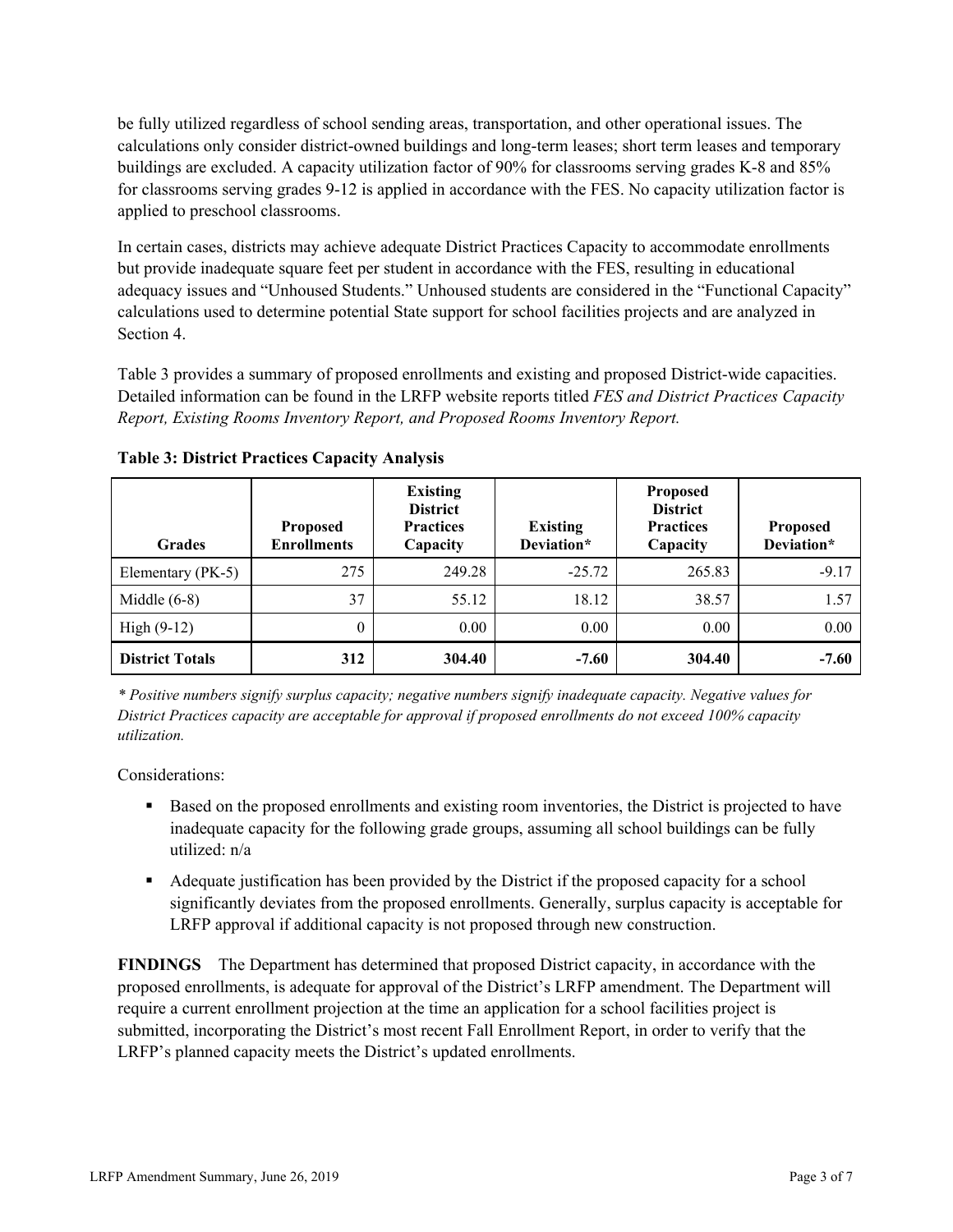be fully utilized regardless of school sending areas, transportation, and other operational issues. The calculations only consider district-owned buildings and long-term leases; short term leases and temporary buildings are excluded. A capacity utilization factor of 90% for classrooms serving grades K-8 and 85% for classrooms serving grades 9-12 is applied in accordance with the FES. No capacity utilization factor is applied to preschool classrooms.

In certain cases, districts may achieve adequate District Practices Capacity to accommodate enrollments but provide inadequate square feet per student in accordance with the FES, resulting in educational adequacy issues and "Unhoused Students." Unhoused students are considered in the "Functional Capacity" calculations used to determine potential State support for school facilities projects and are analyzed in Section 4.

Table 3 provides a summary of proposed enrollments and existing and proposed District-wide capacities. Detailed information can be found in the LRFP website reports titled *FES and District Practices Capacity Report, Existing Rooms Inventory Report, and Proposed Rooms Inventory Report.*

**Table 3: District Practices Capacity Analysis**

| Grades | Proposed Enrollments | Existing District Practices Capacity | Existing Deviation* | Proposed District Practices Capacity | Proposed Deviation* |
|---|---|---|---|---|---|
| Elementary (PK-5) | 275 | 249.28 | -25.72 | 265.83 | -9.17 |
| Middle (6-8) | 37 | 55.12 | 18.12 | 38.57 | 1.57 |
| High (9-12) | 0 | 0.00 | 0.00 | 0.00 | 0.00 |
| **District Totals** | **312** | **304.40** | **-7.60** | **304.40** | **-7.60** |

*\* Positive numbers signify surplus capacity; negative numbers signify inadequate capacity. Negative values for District Practices capacity are acceptable for approval if proposed enrollments do not exceed 100% capacity utilization.*

Considerations:

- Based on the proposed enrollments and existing room inventories, the District is projected to have inadequate capacity for the following grade groups, assuming all school buildings can be fully utilized: n/a
- Adequate justification has been provided by the District if the proposed capacity for a school significantly deviates from the proposed enrollments. Generally, surplus capacity is acceptable for LRFP approval if additional capacity is not proposed through new construction.

**FINDINGS** The Department has determined that proposed District capacity, in accordance with the proposed enrollments, is adequate for approval of the District's LRFP amendment. The Department will require a current enrollment projection at the time an application for a school facilities project is submitted, incorporating the District's most recent Fall Enrollment Report, in order to verify that the LRFP's planned capacity meets the District's updated enrollments.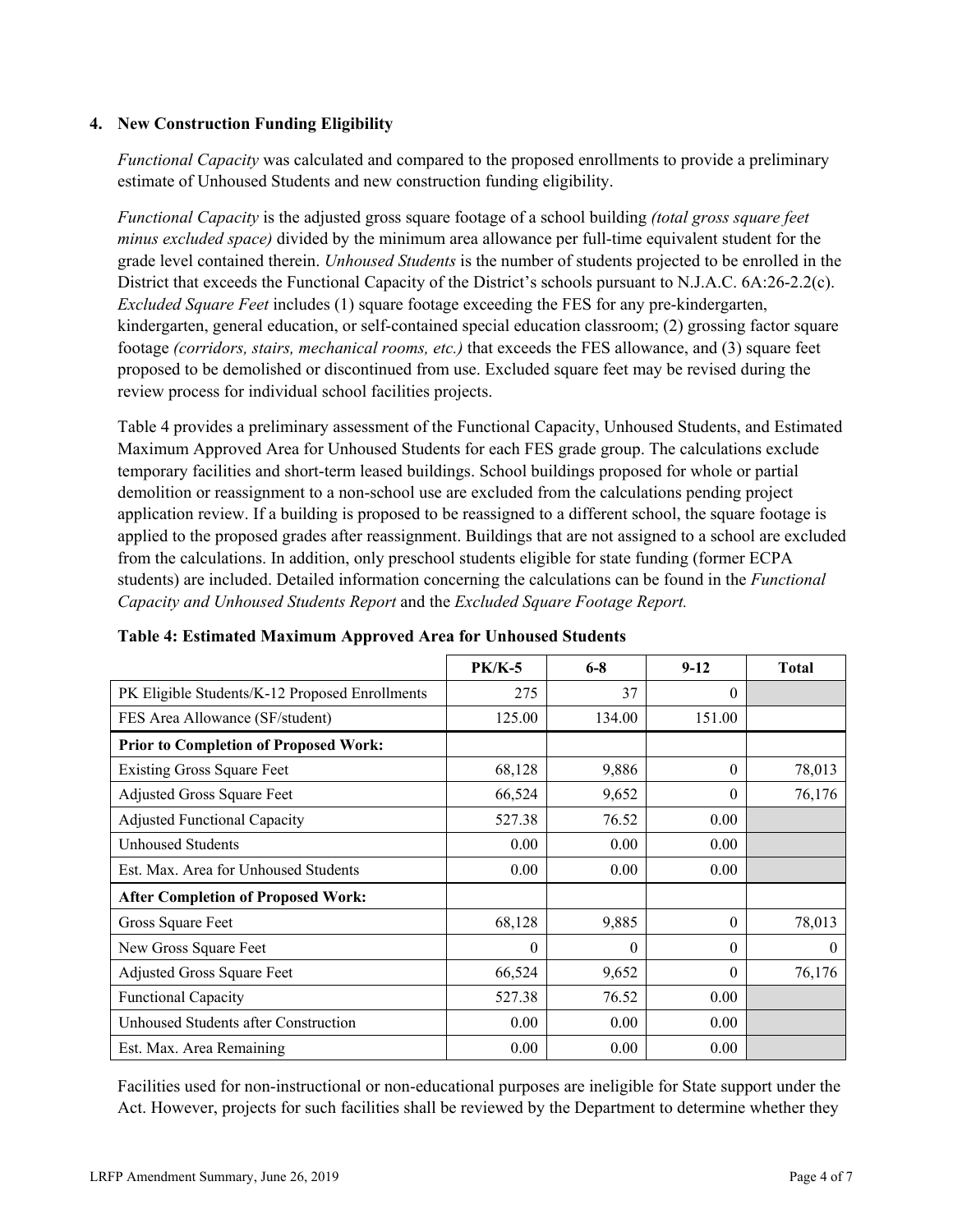### 4. New Construction Funding Eligibility

*Functional Capacity* was calculated and compared to the proposed enrollments to provide a preliminary estimate of Unhoused Students and new construction funding eligibility.

*Functional Capacity* is the adjusted gross square footage of a school building *(total gross square feet minus excluded space)* divided by the minimum area allowance per full-time equivalent student for the grade level contained therein. *Unhoused Students* is the number of students projected to be enrolled in the District that exceeds the Functional Capacity of the District's schools pursuant to N.J.A.C. 6A:26-2.2(c). *Excluded Square Feet* includes (1) square footage exceeding the FES for any pre-kindergarten, kindergarten, general education, or self-contained special education classroom; (2) grossing factor square footage *(corridors, stairs, mechanical rooms, etc.)* that exceeds the FES allowance, and (3) square feet proposed to be demolished or discontinued from use. Excluded square feet may be revised during the review process for individual school facilities projects.

Table 4 provides a preliminary assessment of the Functional Capacity, Unhoused Students, and Estimated Maximum Approved Area for Unhoused Students for each FES grade group. The calculations exclude temporary facilities and short-term leased buildings. School buildings proposed for whole or partial demolition or reassignment to a non-school use are excluded from the calculations pending project application review. If a building is proposed to be reassigned to a different school, the square footage is applied to the proposed grades after reassignment. Buildings that are not assigned to a school are excluded from the calculations. In addition, only preschool students eligible for state funding (former ECPA students) are included. Detailed information concerning the calculations can be found in the *Functional Capacity and Unhoused Students Report* and the *Excluded Square Footage Report.*

**Table 4: Estimated Maximum Approved Area for Unhoused Students**

| | PK/K-5 | 6-8 | 9-12 | Total |
|---|---|---|---|---|
| PK Eligible Students/K-12 Proposed Enrollments | 275 | 37 | 0 | |
| FES Area Allowance (SF/student) | 125.00 | 134.00 | 151.00 | |
| **Prior to Completion of Proposed Work:** | | | | |
| Existing Gross Square Feet | 68,128 | 9,886 | 0 | 78,013 |
| Adjusted Gross Square Feet | 66,524 | 9,652 | 0 | 76,176 |
| Adjusted Functional Capacity | 527.38 | 76.52 | 0.00 | |
| Unhoused Students | 0.00 | 0.00 | 0.00 | |
| Est. Max. Area for Unhoused Students | 0.00 | 0.00 | 0.00 | |
| **After Completion of Proposed Work:** | | | | |
| Gross Square Feet | 68,128 | 9,885 | 0 | 78,013 |
| New Gross Square Feet | 0 | 0 | 0 | 0 |
| Adjusted Gross Square Feet | 66,524 | 9,652 | 0 | 76,176 |
| Functional Capacity | 527.38 | 76.52 | 0.00 | |
| Unhoused Students after Construction | 0.00 | 0.00 | 0.00 | |
| Est. Max. Area Remaining | 0.00 | 0.00 | 0.00 | |

Facilities used for non-instructional or non-educational purposes are ineligible for State support under the Act. However, projects for such facilities shall be reviewed by the Department to determine whether they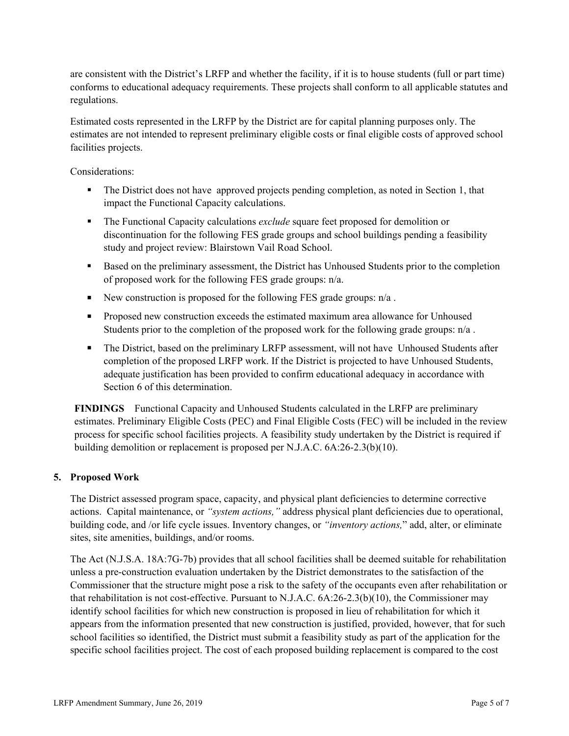are consistent with the District's LRFP and whether the facility, if it is to house students (full or part time) conforms to educational adequacy requirements. These projects shall conform to all applicable statutes and regulations.

Estimated costs represented in the LRFP by the District are for capital planning purposes only. The estimates are not intended to represent preliminary eligible costs or final eligible costs of approved school facilities projects.

Considerations:

- The District does not have approved projects pending completion, as noted in Section 1, that impact the Functional Capacity calculations.
- The Functional Capacity calculations *exclude* square feet proposed for demolition or discontinuation for the following FES grade groups and school buildings pending a feasibility study and project review: Blairstown Vail Road School.
- Based on the preliminary assessment, the District has Unhoused Students prior to the completion of proposed work for the following FES grade groups: n/a.
- New construction is proposed for the following FES grade groups: n/a .
- Proposed new construction exceeds the estimated maximum area allowance for Unhoused Students prior to the completion of the proposed work for the following grade groups: n/a .
- The District, based on the preliminary LRFP assessment, will not have Unhoused Students after completion of the proposed LRFP work. If the District is projected to have Unhoused Students, adequate justification has been provided to confirm educational adequacy in accordance with Section 6 of this determination.

**FINDINGS** Functional Capacity and Unhoused Students calculated in the LRFP are preliminary estimates. Preliminary Eligible Costs (PEC) and Final Eligible Costs (FEC) will be included in the review process for specific school facilities projects. A feasibility study undertaken by the District is required if building demolition or replacement is proposed per N.J.A.C. 6A:26-2.3(b)(10).

## 5. Proposed Work

The District assessed program space, capacity, and physical plant deficiencies to determine corrective actions. Capital maintenance, or *"system actions,"* address physical plant deficiencies due to operational, building code, and /or life cycle issues. Inventory changes, or *"inventory actions,"* add, alter, or eliminate sites, site amenities, buildings, and/or rooms.

The Act (N.J.S.A. 18A:7G-7b) provides that all school facilities shall be deemed suitable for rehabilitation unless a pre-construction evaluation undertaken by the District demonstrates to the satisfaction of the Commissioner that the structure might pose a risk to the safety of the occupants even after rehabilitation or that rehabilitation is not cost-effective. Pursuant to N.J.A.C. 6A:26-2.3(b)(10), the Commissioner may identify school facilities for which new construction is proposed in lieu of rehabilitation for which it appears from the information presented that new construction is justified, provided, however, that for such school facilities so identified, the District must submit a feasibility study as part of the application for the specific school facilities project. The cost of each proposed building replacement is compared to the cost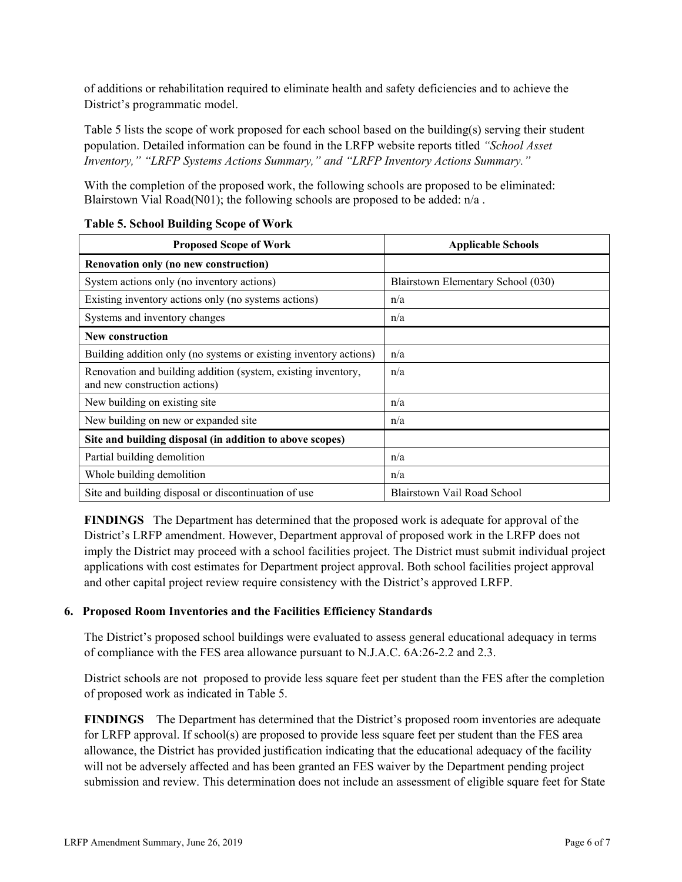of additions or rehabilitation required to eliminate health and safety deficiencies and to achieve the District's programmatic model.

Table 5 lists the scope of work proposed for each school based on the building(s) serving their student population. Detailed information can be found in the LRFP website reports titled *"School Asset Inventory," "LRFP Systems Actions Summary," and "LRFP Inventory Actions Summary."*

With the completion of the proposed work, the following schools are proposed to be eliminated: Blairstown Vial Road(N01); the following schools are proposed to be added: n/a .

**Table 5. School Building Scope of Work**

| Proposed Scope of Work | Applicable Schools |
|---|---|
| **Renovation only (no new construction)** | |
| System actions only (no inventory actions) | Blairstown Elementary School (030) |
| Existing inventory actions only (no systems actions) | n/a |
| Systems and inventory changes | n/a |
| **New construction** | |
| Building addition only (no systems or existing inventory actions) | n/a |
| Renovation and building addition (system, existing inventory, and new construction actions) | n/a |
| New building on existing site | n/a |
| New building on new or expanded site | n/a |
| **Site and building disposal (in addition to above scopes)** | |
| Partial building demolition | n/a |
| Whole building demolition | n/a |
| Site and building disposal or discontinuation of use | Blairstown Vail Road School |

**FINDINGS** The Department has determined that the proposed work is adequate for approval of the District's LRFP amendment. However, Department approval of proposed work in the LRFP does not imply the District may proceed with a school facilities project. The District must submit individual project applications with cost estimates for Department project approval. Both school facilities project approval and other capital project review require consistency with the District's approved LRFP.

## 6. Proposed Room Inventories and the Facilities Efficiency Standards

The District's proposed school buildings were evaluated to assess general educational adequacy in terms of compliance with the FES area allowance pursuant to N.J.A.C. 6A:26-2.2 and 2.3.

District schools are not proposed to provide less square feet per student than the FES after the completion of proposed work as indicated in Table 5.

**FINDINGS** The Department has determined that the District's proposed room inventories are adequate for LRFP approval. If school(s) are proposed to provide less square feet per student than the FES area allowance, the District has provided justification indicating that the educational adequacy of the facility will not be adversely affected and has been granted an FES waiver by the Department pending project submission and review. This determination does not include an assessment of eligible square feet for State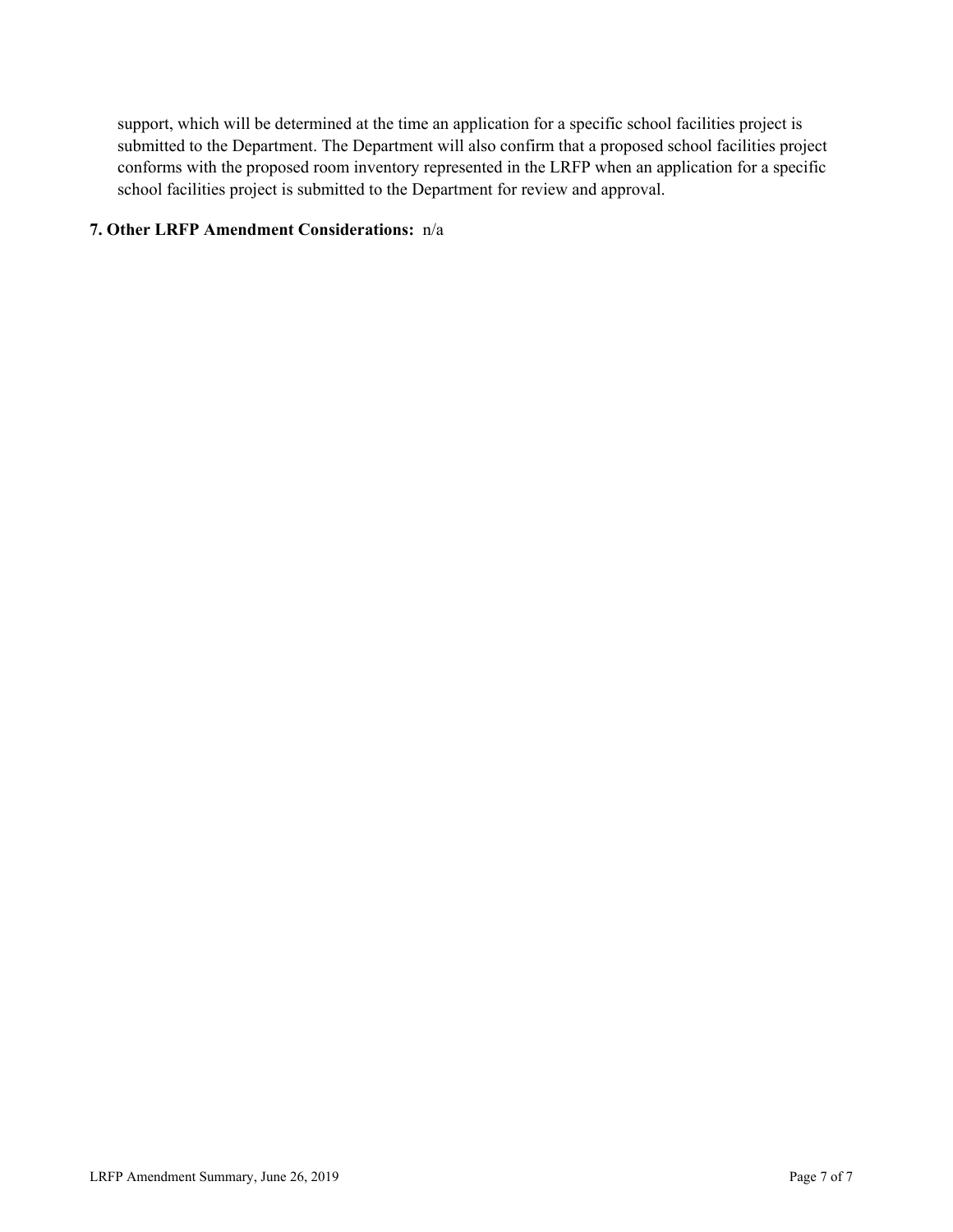support, which will be determined at the time an application for a specific school facilities project is submitted to the Department. The Department will also confirm that a proposed school facilities project conforms with the proposed room inventory represented in the LRFP when an application for a specific school facilities project is submitted to the Department for review and approval.

**7. Other LRFP Amendment Considerations:** n/a